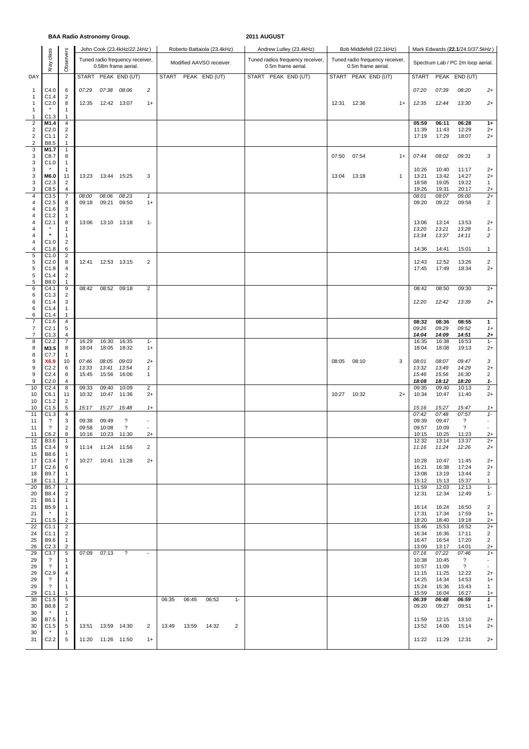**BAA Radio Astronomy Group.**

**2011 AUGUST**

| DAY | Xray class | Observers | John Cook (23.4kHz/*22.1kHz*) | | | | Roberto Battaiola (23.4kHz) | | | | Andrew Lutley (23.4kHz) | | | | Bob Middlefell (22.1kHz) | | | | Mark Edwards (**22.1**/24.0/*37.5kHz*) | | | |
|---|---|---|---|---|---|---|---|---|---|---|---|---|---|---|---|---|---|---|---|---|---|---|
| | | | Tuned radio frequency receiver, 0.58m frame aerial. | | | | Modified AAVSO receiver. | | | | Tuned radios frequency receiver, 0.5m frame aerial. | | | | Tuned radio frequency receiver, 0.5m frame aerial. | | | | Spectrum Lab / PC 2m loop aerial. | | | |
| | | | START | PEAK | END (UT) | | START | PEAK | END (UT) | | START | PEAK | END (UT) | | START | PEAK | END (UT) | | START | PEAK | END (UT) | |
| 1 | C4.0 | 6 | *07:29* | *07:38* | *08:06* | *2* | | | | | | | | | | | | | *07:20* | *07:39* | *08:20* | *2+* |
| 1 | C1.4 | 2 | | | | | | | | | | | | | | | | | | | | |
| 1 | C2.0 | 8 | 12:35 | 12:42 | 13:07 | 1+ | | | | | | | | | 12:31 | 12:36 | | 1+ | *12:35* | *12:44* | *13:30* | *2+* |
| 1 | * | 1 | | | | | | | | | | | | | | | | | | | | |
| 1 | C1.3 | 1 | | | | | | | | | | | | | | | | | | | | |
| 2 | **M1.4** | 4 | | | | | | | | | | | | | | | | | **05:59** | **06:11** | **06:28** | **1+** |
| 2 | C2.0 | 2 | | | | | | | | | | | | | | | | | 11:39 | 11:43 | 12:29 | 2+ |
| 2 | C1.1 | 2 | | | | | | | | | | | | | | | | | 17:19 | 17:29 | 18:07 | 2+ |
| 2 | B8.5 | 1 | | | | | | | | | | | | | | | | | | | | |
| 3 | **M1.7** | 1 | | | | | | | | | | | | | | | | | | | | |
| 3 | C8.7 | 8 | | | | | | | | | | | | | 07:50 | 07:54 | | 1+ | *07:44* | *08:02* | *09:31* | *3* |
| 3 | C1.0 | 1 | | | | | | | | | | | | | | | | | | | | |
| 3 | * | 1 | | | | | | | | | | | | | | | | | 10:26 | 10:40 | 11:17 | 2+ |
| 3 | **M6.0** | 11 | 13:23 | 13:44 | 15:25 | 3 | | | | | | | | | 13:04 | 13:18 | | 1 | 13:21 | 13:42 | 14:27 | 2+ |
| 3 | C2.3 | 2 | | | | | | | | | | | | | | | | | 18:58 | 19:05 | 19:22 | 1 |
| 3 | C8.5 | 4 | | | | | | | | | | | | | | | | | 19:26 | 19:31 | 20:17 | 2+ |
| 4 | C3.5 | 7 | *08:00* | *08:06* | *08:23* | *1* | | | | | | | | | | | | | *08:01* | *08:07* | *09:00* | *2+* |
| 4 | C2.5 | 8 | 09:18 | 09:21 | 09:50 | 1+ | | | | | | | | | | | | | 09:20 | 09:22 | 09:58 | 2 |
| 4 | C1.6 | 3 | | | | | | | | | | | | | | | | | | | | |
| 4 | C1.2 | 1 | | | | | | | | | | | | | | | | | | | | |
| 4 | C2.1 | 8 | 13:06 | 13:10 | 13:18 | 1- | | | | | | | | | | | | | 13:06 | 13:14 | 13:53 | 2+ |
| 4 | * | 1 | | | | | | | | | | | | | | | | | *13:20* | *13:21* | *13:28* | *1-* |
| 4 | * | 1 | | | | | | | | | | | | | | | | | *13:34* | *13:37* | *14:11* | *2* |
| 4 | C1.0 | 2 | | | | | | | | | | | | | | | | | | | | |
| 4 | C1.8 | 6 | | | | | | | | | | | | | | | | | 14:36 | 14:41 | 15:01 | 1 |
| 5 | C1.0 | 2 | | | | | | | | | | | | | | | | | | | | |
| 5 | C2.0 | 8 | 12:41 | 12:53 | 13:15 | 2 | | | | | | | | | | | | | 12:43 | 12:52 | 13:26 | 2 |
| 5 | C1.8 | 4 | | | | | | | | | | | | | | | | | 17:45 | 17:49 | 18:34 | 2+ |
| 5 | C1.4 | 2 | | | | | | | | | | | | | | | | | | | | |
| 5 | B8.0 | 1 | | | | | | | | | | | | | | | | | | | | |
| 6 | C4.1 | 9 | 08:42 | 08:52 | 09:18 | 2 | | | | | | | | | | | | | 08:42 | 08:50 | 09:30 | 2+ |
| 6 | C1.3 | 2 | | | | | | | | | | | | | | | | | | | | |
| 6 | C1.4 | 3 | | | | | | | | | | | | | | | | | *12:20* | *12:42* | *13:39* | *2+* |
| 6 | C1.4 | 1 | | | | | | | | | | | | | | | | | | | | |
| 6 | C1.4 | 1 | | | | | | | | | | | | | | | | | | | | |
| 7 | C1.6 | 4 | | | | | | | | | | | | | | | | | **08:32** | **08:36** | **08:55** | **1** |
| 7 | C2.1 | 5 | | | | | | | | | | | | | | | | | *09:26* | *09:29* | *09:52* | *1+* |
| 7 | C1.3 | 4 | | | | | | | | | | | | | | | | | ***14:04*** | ***14:09*** | ***14:51*** | ***2+*** |
| 8 | C2.2 | 7 | 16:29 | 16:30 | 16:35 | 1- | | | | | | | | | | | | | 16:35 | 16:38 | 16:53 | 1- |
| 8 | **M3.5** | 8 | 18:04 | 18:05 | 18:32 | 1+ | | | | | | | | | | | | | 18:04 | 18:08 | 19:13 | 2+ |
| 8 | C7.7 | 1 | | | | | | | | | | | | | | | | | | | | |
| 9 | **X6.9** | 10 | *07:46* | *08:05* | *09:03* | *2+* | | | | | | | | | 08:05 | 08:10 | | 3 | *08:01* | *08:07* | *09:47* | *3* |
| 9 | C2.2 | 6 | *13:33* | *13:41* | *13:54* | *1* | | | | | | | | | | | | | 13:32 | 13:49 | 14:29 | 2+ |
| 9 | C2.4 | 8 | 15:45 | 15:56 | 16:06 | 1 | | | | | | | | | | | | | 15:46 | 15:56 | 16:30 | 2 |
| 9 | C2.0 | 4 | | | | | | | | | | | | | | | | | ***18:08*** | ***18:12*** | ***18:20*** | ***1-*** |
| 10 | C2.4 | 8 | 09:33 | 09:40 | 10:09 | 2 | | | | | | | | | | | | | 09:35 | 09:40 | 10:13 | 2 |
| 10 | C6.1 | 11 | 10:32 | 10:47 | 11:36 | 2+ | | | | | | | | | 10:27 | 10:32 | | 2+ | 10:34 | 10:47 | 11:40 | 2+ |
| 10 | C1.2 | 2 | | | | | | | | | | | | | | | | | | | | |
| 10 | C1.5 | 5 | *15:17* | *15:27* | *15:48* | *1+* | | | | | | | | | | | | | *15:16* | *15:27* | *15:47* | *1+* |
| 11 | C1.3 | 4 | | | | | | | | | | | | | | | | | *07:42* | *07:48* | *07:57* | *1-* |
| 11 | ? | 3 | 09:38 | 09:49 | ? | - | | | | | | | | | | | | | 09:39 | 09:47 | ? | - |
| 11 | ? | 2 | 09:58 | 10:08 | ? | - | | | | | | | | | | | | | 09:57 | 10:09 | ? | - |
| 11 | C6.2 | 8 | 10:16 | 10:23 | 11:30 | 2+ | | | | | | | | | | | | | 10:15 | 10:25 | 11:23 | 2+ |
| 12 | B3.6 | 1 | | | | | | | | | | | | | | | | | 12:32 | 13:14 | 13:37 | 2+ |
| 15 | C3.4 | 9 | 11:14 | 11:24 | 11:56 | 2 | | | | | | | | | | | | | *11:16* | *11:24* | *12:26* | *2+* |
| 15 | B8.6 | 1 | | | | | | | | | | | | | | | | | | | | |
| 17 | C3.4 | 7 | 10:27 | 10:41 | 11:28 | 2+ | | | | | | | | | | | | | 10:28 | 10:47 | 11:45 | 2+ |
| 17 | C2.6 | 6 | | | | | | | | | | | | | | | | | 16:21 | 16:38 | 17:24 | 2+ |
| 18 | B9.7 | 1 | | | | | | | | | | | | | | | | | 13:08 | 13:19 | 13:44 | 2 |
| 18 | C1.1 | 2 | | | | | | | | | | | | | | | | | 15:12 | 15:13 | 15:37 | 1 |
| 20 | B5.7 | 1 | | | | | | | | | | | | | | | | | 11:59 | 12:03 | 12:13 | 1- |
| 20 | B8.4 | 2 | | | | | | | | | | | | | | | | | 12:31 | 12:34 | 12:49 | 1- |
| 21 | B6.1 | 1 | | | | | | | | | | | | | | | | | | | | |
| 21 | B5.9 | 1 | | | | | | | | | | | | | | | | | 16:14 | 16:24 | 16:50 | 2 |
| 21 | * | 1 | | | | | | | | | | | | | | | | | 17:31 | 17:34 | 17:59 | 1+ |
| 21 | C1.5 | 2 | | | | | | | | | | | | | | | | | 18:20 | 18:40 | 19:18 | 2+ |
| 22 | C1.1 | 2 | | | | | | | | | | | | | | | | | 15:46 | 15:53 | 16:52 | 2+ |
| 24 | C1.1 | 2 | | | | | | | | | | | | | | | | | 16:34 | 16:36 | 17:11 | 2 |
| 25 | B9.6 | 1 | | | | | | | | | | | | | | | | | 16:47 | 16:54 | 17:20 | 2 |
| 26 | C2.3 | 2 | | | | | | | | | | | | | | | | | 13:09 | 13:17 | 14:01 | 2+ |
| 29 | C3.7 | 5 | 07:09 | 07:13 | ? | - | | | | | | | | | | | | | *07:16* | *07:22* | *07:46* | *1+* |
| 29 | ? | 1 | | | | | | | | | | | | | | | | | 10:38 | 10:45 | ? | - |
| 29 | ? | 1 | | | | | | | | | | | | | | | | | 10:57 | 11:09 | ? | - |
| 29 | C2.9 | 4 | | | | | | | | | | | | | | | | | 11:15 | 11:25 | 12:22 | 2+ |
| 29 | ? | 1 | | | | | | | | | | | | | | | | | 14:25 | 14:34 | 14:53 | 1+ |
| 29 | ? | 1 | | | | | | | | | | | | | | | | | 15:24 | 15:36 | 15:43 | 1 |
| 29 | C1.1 | 1 | | | | | | | | | | | | | | | | | 15:59 | 16:04 | 16:27 | 1+ |
| 30 | C1.5 | 5 | | | | | 06:35 | 06:45 | 06:52 | 1- | | | | | | | | | ***06:39*** | ***06:48*** | ***06:59*** | ***1*** |
| 30 | B8.8 | 2 | | | | | | | | | | | | | | | | | 09:20 | 09:27 | 09:51 | 1+ |
| 30 | * | 1 | | | | | | | | | | | | | | | | | | | | |
| 30 | B7.5 | 1 | | | | | | | | | | | | | | | | | 11:59 | 12:15 | 13:10 | 2+ |
| 30 | C1.5 | 5 | 13:51 | 13:59 | 14:30 | 2 | 13:49 | 13:59 | 14:32 | 2 | | | | | | | | | 13:52 | 14:00 | 15:14 | 2+ |
| 30 | * | 1 | | | | | | | | | | | | | | | | | | | | |
| 31 | C2.2 | 5 | 11:20 | 11:26 | 11:50 | 1+ | | | | | | | | | | | | | 11:22 | 11:29 | 12:31 | 2+ |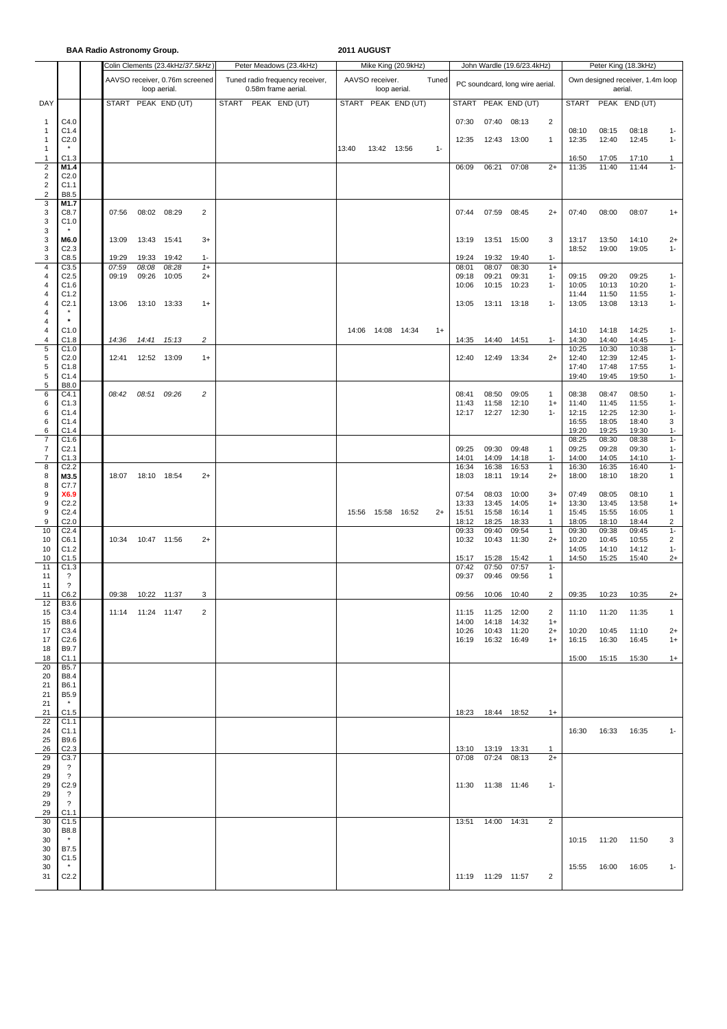**BAA Radio Astronomy Group.**

**2011 AUGUST**

| | | Colin Clements (23.4kHz/*37.5kHz*) | | | | Peter Meadows (23.4kHz) | | | | Mike King (20.9kHz) | | | | John Wardle (19.6/23.4kHz) | | | | Peter King (18.3kHz) | | | |
|---|---|---|---|---|---|---|---|---|---|---|---|---|---|---|---|---|---|---|---|---|---|
| | | AAVSO receiver, 0.76m screened loop aerial. | | | | Tuned radio frequency receiver, 0.58m frame aerial. | | | | AAVSO receiver. Tuned loop aerial. | | | | PC soundcard, long wire aerial. | | | | Own designed receiver, 1.4m loop aerial. | | | |
| DAY | | START | PEAK | END (UT) | | START | PEAK | END (UT) | | START | PEAK | END (UT) | | START | PEAK | END (UT) | | START | PEAK | END (UT) | |
| 1 | C4.0 | | | | | | | | | | | | | 07:30 | 07:40 | 08:13 | 2 | | | | |
| 1 | C1.4 | | | | | | | | | | | | | | | | | 08:10 | 08:15 | 08:18 | 1- |
| 1 | C2.0 | | | | | | | | | | | | | 12:35 | 12:43 | 13:00 | 1 | 12:35 | 12:40 | 12:45 | 1- |
| 1 | * | | | | | | | | | 13:40 | 13:42 | 13:56 | 1- | | | | | | | | |
| 1 | C1.3 | | | | | | | | | | | | | | | | | 16:50 | 17:05 | 17:10 | 1 |
| 2 | **M1.4** | | | | | | | | | | | | | 06:09 | 06:21 | 07:08 | 2+ | 11:35 | 11:40 | 11:44 | 1- |
| 2 | C2.0 | | | | | | | | | | | | | | | | | | | | |
| 2 | C1.1 | | | | | | | | | | | | | | | | | | | | |
| 2 | B8.5 | | | | | | | | | | | | | | | | | | | | |
| 3 | **M1.7** | | | | | | | | | | | | | | | | | | | | |
| 3 | C8.7 | 07:56 | 08:02 | 08:29 | 2 | | | | | | | | | 07:44 | 07:59 | 08:45 | 2+ | 07:40 | 08:00 | 08:07 | 1+ |
| 3 | C1.0 | | | | | | | | | | | | | | | | | | | | |
| 3 | * | | | | | | | | | | | | | | | | | | | | |
| 3 | **M6.0** | 13:09 | 13:43 | 15:41 | 3+ | | | | | | | | | 13:19 | 13:51 | 15:00 | 3 | 13:17 | 13:50 | 14:10 | 2+ |
| 3 | C2.3 | | | | | | | | | | | | | | | | | 18:52 | 19:00 | 19:05 | 1- |
| 3 | C8.5 | 19:29 | 19:33 | 19:42 | 1- | | | | | | | | | 19:24 | 19:32 | 19:40 | 1- | | | | |
| 4 | C3.5 | *07:59* | *08:08* | *08:28* | *1+* | | | | | | | | | 08:01 | 08:07 | 08:30 | 1+ | | | | |
| 4 | C2.5 | 09:19 | 09:26 | 10:05 | 2+ | | | | | | | | | 09:18 | 09:21 | 09:31 | 1- | 09:15 | 09:20 | 09:25 | 1- |
| 4 | C1.6 | | | | | | | | | | | | | 10:06 | 10:15 | 10:23 | 1- | 10:05 | 10:13 | 10:20 | 1- |
| 4 | C1.2 | | | | | | | | | | | | | | | | | 11:44 | 11:50 | 11:55 | 1- |
| 4 | C2.1 | 13:06 | 13:10 | 13:33 | 1+ | | | | | | | | | 13:05 | 13:11 | 13:18 | 1- | 13:05 | 13:08 | 13:13 | 1- |
| 4 | * | | | | | | | | | | | | | | | | | | | | |
| 4 | * | | | | | | | | | | | | | | | | | | | | |
| 4 | C1.0 | | | | | | | | | 14:06 | 14:08 | 14:34 | 1+ | | | | | 14:10 | 14:18 | 14:25 | 1- |
| 4 | C1.8 | *14:36* | *14:41* | *15:13* | *2* | | | | | | | | | 14:35 | 14:40 | 14:51 | 1- | 14:30 | 14:40 | 14:45 | 1- |
| 5 | C1.0 | | | | | | | | | | | | | | | | | 10:25 | 10:30 | 10:38 | 1- |
| 5 | C2.0 | 12:41 | 12:52 | 13:09 | 1+ | | | | | | | | | 12:40 | 12:49 | 13:34 | 2+ | 12:40 | 12:39 | 12:45 | 1- |
| 5 | C1.8 | | | | | | | | | | | | | | | | | 17:40 | 17:48 | 17:55 | 1- |
| 5 | C1.4 | | | | | | | | | | | | | | | | | 19:40 | 19:45 | 19:50 | 1- |
| 5 | B8.0 | | | | | | | | | | | | | | | | | | | | |
| 6 | C4.1 | *08:42* | *08:51* | *09:26* | *2* | | | | | | | | | 08:41 | 08:50 | 09:05 | 1 | 08:38 | 08:47 | 08:50 | 1- |
| 6 | C1.3 | | | | | | | | | | | | | 11:43 | 11:58 | 12:10 | 1+ | 11:40 | 11:45 | 11:55 | 1- |
| 6 | C1.4 | | | | | | | | | | | | | 12:17 | 12:27 | 12:30 | 1- | 12:15 | 12:25 | 12:30 | 1- |
| 6 | C1.4 | | | | | | | | | | | | | | | | | 16:55 | 18:05 | 18:40 | 3 |
| 6 | C1.4 | | | | | | | | | | | | | | | | | 19:20 | 19:25 | 19:30 | 1- |
| 7 | C1.6 | | | | | | | | | | | | | | | | | 08:25 | 08:30 | 08:38 | 1- |
| 7 | C2.1 | | | | | | | | | | | | | 09:25 | 09:30 | 09:48 | 1 | 09:25 | 09:28 | 09:30 | 1- |
| 7 | C1.3 | | | | | | | | | | | | | 14:01 | 14:09 | 14:18 | 1- | 14:00 | 14:05 | 14:10 | 1- |
| 8 | C2.2 | | | | | | | | | | | | | 16:34 | 16:38 | 16:53 | 1 | 16:30 | 16:35 | 16:40 | 1- |
| 8 | **M3.5** | 18:07 | 18:10 | 18:54 | 2+ | | | | | | | | | 18:03 | 18:11 | 19:14 | 2+ | 18:00 | 18:10 | 18:20 | 1 |
| 8 | C7.7 | | | | | | | | | | | | | | | | | | | | |
| 9 | **X6.9** | | | | | | | | | | | | | 07:54 | 08:03 | 10:00 | 3+ | 07:49 | 08:05 | 08:10 | 1 |
| 9 | C2.2 | | | | | | | | | | | | | 13:33 | 13:45 | 14:05 | 1+ | 13:30 | 13:45 | 13:58 | 1+ |
| 9 | C2.4 | | | | | | | | | 15:56 | 15:58 | 16:52 | 2+ | 15:51 | 15:58 | 16:14 | 1 | 15:45 | 15:55 | 16:05 | 1 |
| 9 | C2.0 | | | | | | | | | | | | | 18:12 | 18:25 | 18:33 | 1 | 18:05 | 18:10 | 18:44 | 2 |
| 10 | C2.4 | | | | | | | | | | | | | 09:33 | 09:40 | 09:54 | 1 | 09:30 | 09:38 | 09:45 | 1- |
| 10 | C6.1 | 10:34 | 10:47 | 11:56 | 2+ | | | | | | | | | 10:32 | 10:43 | 11:30 | 2+ | 10:20 | 10:45 | 10:55 | 2 |
| 10 | C1.2 | | | | | | | | | | | | | | | | | 14:05 | 14:10 | 14:12 | 1- |
| 10 | C1.5 | | | | | | | | | | | | | 15:17 | 15:28 | 15:42 | 1 | 14:50 | 15:25 | 15:40 | 2+ |
| 11 | C1.3 | | | | | | | | | | | | | 07:42 | 07:50 | 07:57 | 1- | | | | |
| 11 | ? | | | | | | | | | | | | | 09:37 | 09:46 | 09:56 | 1 | | | | |
| 11 | ? | | | | | | | | | | | | | | | | | | | | |
| 11 | C6.2 | 09:38 | 10:22 | 11:37 | 3 | | | | | | | | | 09:56 | 10:06 | 10:40 | 2 | 09:35 | 10:23 | 10:35 | 2+ |
| 12 | B3.6 | | | | | | | | | | | | | | | | | | | | |
| 15 | C3.4 | 11:14 | 11:24 | 11:47 | 2 | | | | | | | | | 11:15 | 11:25 | 12:00 | 2 | 11:10 | 11:20 | 11:35 | 1 |
| 15 | B8.6 | | | | | | | | | | | | | 14:00 | 14:18 | 14:32 | 1+ | | | | |
| 17 | C3.4 | | | | | | | | | | | | | 10:26 | 10:43 | 11:20 | 2+ | 10:20 | 10:45 | 11:10 | 2+ |
| 17 | C2.6 | | | | | | | | | | | | | 16:19 | 16:32 | 16:49 | 1+ | 16:15 | 16:30 | 16:45 | 1+ |
| 18 | B9.7 | | | | | | | | | | | | | | | | | | | | |
| 18 | C1.1 | | | | | | | | | | | | | | | | | 15:00 | 15:15 | 15:30 | 1+ |
| 20 | B5.7 | | | | | | | | | | | | | | | | | | | | |
| 20 | B8.4 | | | | | | | | | | | | | | | | | | | | |
| 21 | B6.1 | | | | | | | | | | | | | | | | | | | | |
| 21 | B5.9 | | | | | | | | | | | | | | | | | | | | |
| 21 | * | | | | | | | | | | | | | | | | | | | | |
| 21 | C1.5 | | | | | | | | | | | | | 18:23 | 18:44 | 18:52 | 1+ | | | | |
| 22 | C1.1 | | | | | | | | | | | | | | | | | | | | |
| 24 | C1.1 | | | | | | | | | | | | | | | | | 16:30 | 16:33 | 16:35 | 1- |
| 25 | B9.6 | | | | | | | | | | | | | | | | | | | | |
| 26 | C2.3 | | | | | | | | | | | | | 13:10 | 13:19 | 13:31 | 1 | | | | |
| 29 | C3.7 | | | | | | | | | | | | | 07:08 | 07:24 | 08:13 | 2+ | | | | |
| 29 | ? | | | | | | | | | | | | | | | | | | | | |
| 29 | ? | | | | | | | | | | | | | | | | | | | | |
| 29 | C2.9 | | | | | | | | | | | | | 11:30 | 11:38 | 11:46 | 1- | | | | |
| 29 | ? | | | | | | | | | | | | | | | | | | | | |
| 29 | ? | | | | | | | | | | | | | | | | | | | | |
| 29 | C1.1 | | | | | | | | | | | | | | | | | | | | |
| 30 | C1.5 | | | | | | | | | | | | | 13:51 | 14:00 | 14:31 | 2 | | | | |
| 30 | B8.8 | | | | | | | | | | | | | | | | | | | | |
| 30 | * | | | | | | | | | | | | | | | | | 10:15 | 11:20 | 11:50 | 3 |
| 30 | B7.5 | | | | | | | | | | | | | | | | | | | | |
| 30 | C1.5 | | | | | | | | | | | | | | | | | | | | |
| 30 | * | | | | | | | | | | | | | | | | | 15:55 | 16:00 | 16:05 | 1- |
| 31 | C2.2 | | | | | | | | | | | | | 11:19 | 11:29 | 11:57 | 2 | | | | |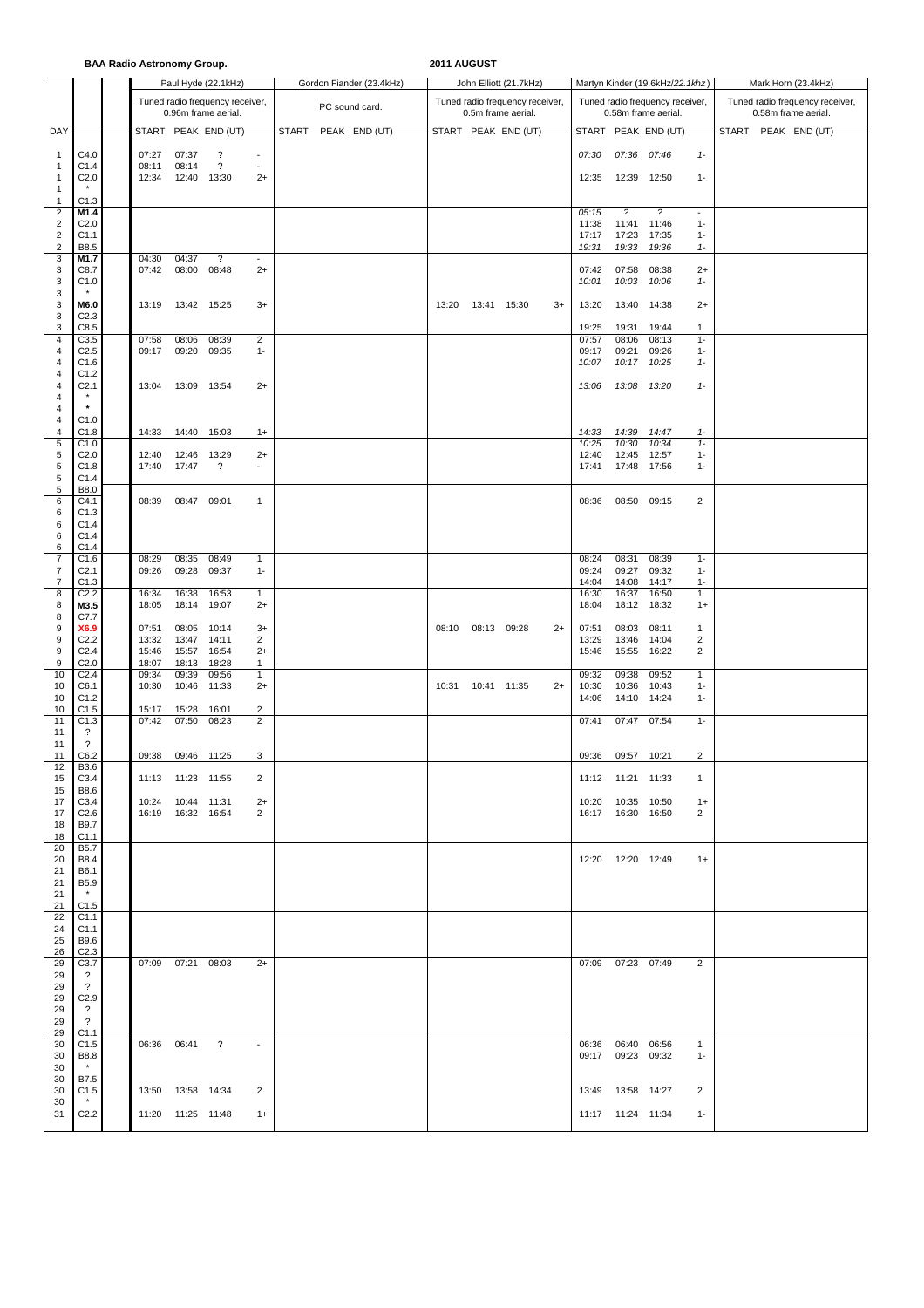**BAA Radio Astronomy Group.** **2011 AUGUST**

| DAY | | | Paul Hyde (22.1kHz) | | | | Gordon Fiander (23.4kHz) | | | John Elliott (21.7kHz) | | | | Martyn Kinder (19.6kHz/*22.1khz*) | | | | Mark Horn (23.4kHz) | | |
|---|---|---|---|---|---|---|---|---|---|---|---|---|---|---|---|---|---|---|---|---|
| | | | Tuned radio frequency receiver, 0.96m frame aerial. | | | | PC sound card. | | | Tuned radio frequency receiver, 0.5m frame aerial. | | | | Tuned radio frequency receiver, 0.58m frame aerial. | | | | Tuned radio frequency receiver, 0.58m frame aerial. | | |
| | | | START | PEAK | END (UT) | | START | PEAK | END (UT) | START | PEAK | END (UT) | | START | PEAK | END (UT) | | START | PEAK | END (UT) |
| 1 | C4.0 | | 07:27 | 07:37 | ? | - | | | | | | | | *07:30* | *07:36* | *07:46* | *1-* | | | |
| 1 | C1.4 | | 08:11 | 08:14 | ? | - | | | | | | | | | | | | | | |
| 1 | C2.0 | | 12:34 | 12:40 | 13:30 | 2+ | | | | | | | | 12:35 | 12:39 | 12:50 | 1- | | | |
| 1 | * | | | | | | | | | | | | | | | | | | | |
| 1 | C1.3 | | | | | | | | | | | | | | | | | | | |
| 2 | **M1.4** | | | | | | | | | | | | | *05:15* | *?* | *?* | - | | | |
| 2 | C2.0 | | | | | | | | | | | | | 11:38 | 11:41 | 11:46 | 1- | | | |
| 2 | C1.1 | | | | | | | | | | | | | 17:17 | 17:23 | 17:35 | 1- | | | |
| 2 | B8.5 | | | | | | | | | | | | | *19:31* | *19:33* | *19:36* | *1-* | | | |
| 3 | **M1.7** | | 04:30 | 04:37 | ? | - | | | | | | | | | | | | | | |
| 3 | C8.7 | | 07:42 | 08:00 | 08:48 | 2+ | | | | | | | | 07:42 | 07:58 | 08:38 | 2+ | | | |
| 3 | C1.0 | | | | | | | | | | | | | *10:01* | *10:03* | *10:06* | *1-* | | | |
| 3 | * | | | | | | | | | | | | | | | | | | | |
| 3 | **M6.0** | | 13:19 | 13:42 | 15:25 | 3+ | | | | 13:20 | 13:41 | 15:30 | 3+ | 13:20 | 13:40 | 14:38 | 2+ | | | |
| 3 | C2.3 | | | | | | | | | | | | | | | | | | | |
| 3 | C8.5 | | | | | | | | | | | | | 19:25 | 19:31 | 19:44 | 1 | | | |
| 4 | C3.5 | | 07:58 | 08:06 | 08:39 | 2 | | | | | | | | 07:57 | 08:06 | 08:13 | 1- | | | |
| 4 | C2.5 | | 09:17 | 09:20 | 09:35 | 1- | | | | | | | | 09:17 | 09:21 | 09:26 | 1- | | | |
| 4 | C1.6 | | | | | | | | | | | | | *10:07* | *10:17* | *10:25* | *1-* | | | |
| 4 | C1.2 | | | | | | | | | | | | | | | | | | | |
| 4 | C2.1 | | 13:04 | 13:09 | 13:54 | 2+ | | | | | | | | *13:06* | *13:08* | *13:20* | *1-* | | | |
| 4 | * | | | | | | | | | | | | | | | | | | | |
| 4 | * | | | | | | | | | | | | | | | | | | | |
| 4 | C1.0 | | | | | | | | | | | | | | | | | | | |
| 4 | C1.8 | | 14:33 | 14:40 | 15:03 | 1+ | | | | | | | | *14:33* | *14:39* | *14:47* | *1-* | | | |
| 5 | C1.0 | | | | | | | | | | | | | *10:25* | *10:30* | *10:34* | *1-* | | | |
| 5 | C2.0 | | 12:40 | 12:46 | 13:29 | 2+ | | | | | | | | 12:40 | 12:45 | 12:57 | 1- | | | |
| 5 | C1.8 | | 17:40 | 17:47 | ? | - | | | | | | | | 17:41 | 17:48 | 17:56 | 1- | | | |
| 5 | C1.4 | | | | | | | | | | | | | | | | | | | |
| 5 | B8.0 | | | | | | | | | | | | | | | | | | | |
| 6 | C4.1 | | 08:39 | 08:47 | 09:01 | 1 | | | | | | | | 08:36 | 08:50 | 09:15 | 2 | | | |
| 6 | C1.3 | | | | | | | | | | | | | | | | | | | |
| 6 | C1.4 | | | | | | | | | | | | | | | | | | | |
| 6 | C1.4 | | | | | | | | | | | | | | | | | | | |
| 6 | C1.4 | | | | | | | | | | | | | | | | | | | |
| 7 | C1.6 | | 08:29 | 08:35 | 08:49 | 1 | | | | | | | | 08:24 | 08:31 | 08:39 | 1- | | | |
| 7 | C2.1 | | 09:26 | 09:28 | 09:37 | 1- | | | | | | | | 09:24 | 09:27 | 09:32 | 1- | | | |
| 7 | C1.3 | | | | | | | | | | | | | 14:04 | 14:08 | 14:17 | 1- | | | |
| 8 | C2.2 | | 16:34 | 16:38 | 16:53 | 1 | | | | | | | | 16:30 | 16:37 | 16:50 | 1 | | | |
| 8 | **M3.5** | | 18:05 | 18:14 | 19:07 | 2+ | | | | | | | | 18:04 | 18:12 | 18:32 | 1+ | | | |
| 8 | C7.7 | | | | | | | | | | | | | | | | | | | |
| 9 | **X6.9** | | 07:51 | 08:05 | 10:14 | 3+ | | | | 08:10 | 08:13 | 09:28 | 2+ | 07:51 | 08:03 | 08:11 | 1 | | | |
| 9 | C2.2 | | 13:32 | 13:47 | 14:11 | 2 | | | | | | | | 13:29 | 13:46 | 14:04 | 2 | | | |
| 9 | C2.4 | | 15:46 | 15:57 | 16:54 | 2+ | | | | | | | | 15:46 | 15:55 | 16:22 | 2 | | | |
| 9 | C2.0 | | 18:07 | 18:13 | 18:28 | 1 | | | | | | | | | | | | | | |
| 10 | C2.4 | | 09:34 | 09:39 | 09:56 | 1 | | | | | | | | 09:32 | 09:38 | 09:52 | 1 | | | |
| 10 | C6.1 | | 10:30 | 10:46 | 11:33 | 2+ | | | | 10:31 | 10:41 | 11:35 | 2+ | 10:30 | 10:36 | 10:43 | 1- | | | |
| 10 | C1.2 | | | | | | | | | | | | | 14:06 | 14:10 | 14:24 | 1- | | | |
| 10 | C1.5 | | 15:17 | 15:28 | 16:01 | 2 | | | | | | | | | | | | | | |
| 11 | C1.3 | | 07:42 | 07:50 | 08:23 | 2 | | | | | | | | 07:41 | 07:47 | 07:54 | 1- | | | |
| 11 | ? | | | | | | | | | | | | | | | | | | | |
| 11 | ? | | | | | | | | | | | | | | | | | | | |
| 11 | C6.2 | | 09:38 | 09:46 | 11:25 | 3 | | | | | | | | 09:36 | 09:57 | 10:21 | 2 | | | |
| 12 | B3.6 | | | | | | | | | | | | | | | | | | | |
| 15 | C3.4 | | 11:13 | 11:23 | 11:55 | 2 | | | | | | | | 11:12 | 11:21 | 11:33 | 1 | | | |
| 15 | B8.6 | | | | | | | | | | | | | | | | | | | |
| 17 | C3.4 | | 10:24 | 10:44 | 11:31 | 2+ | | | | | | | | 10:20 | 10:35 | 10:50 | 1+ | | | |
| 17 | C2.6 | | 16:19 | 16:32 | 16:54 | 2 | | | | | | | | 16:17 | 16:30 | 16:50 | 2 | | | |
| 18 | B9.7 | | | | | | | | | | | | | | | | | | | |
| 18 | C1.1 | | | | | | | | | | | | | | | | | | | |
| 20 | B5.7 | | | | | | | | | | | | | | | | | | | |
| 20 | B8.4 | | | | | | | | | | | | | 12:20 | 12:20 | 12:49 | 1+ | | | |
| 21 | B6.1 | | | | | | | | | | | | | | | | | | | |
| 21 | B5.9 | | | | | | | | | | | | | | | | | | | |
| 21 | * | | | | | | | | | | | | | | | | | | | |
| 21 | C1.5 | | | | | | | | | | | | | | | | | | | |
| 22 | C1.1 | | | | | | | | | | | | | | | | | | | |
| 24 | C1.1 | | | | | | | | | | | | | | | | | | | |
| 25 | B9.6 | | | | | | | | | | | | | | | | | | | |
| 26 | C2.3 | | | | | | | | | | | | | | | | | | | |
| 29 | C3.7 | | 07:09 | 07:21 | 08:03 | 2+ | | | | | | | | 07:09 | 07:23 | 07:49 | 2 | | | |
| 29 | ? | | | | | | | | | | | | | | | | | | | |
| 29 | ? | | | | | | | | | | | | | | | | | | | |
| 29 | C2.9 | | | | | | | | | | | | | | | | | | | |
| 29 | ? | | | | | | | | | | | | | | | | | | | |
| 29 | ? | | | | | | | | | | | | | | | | | | | |
| 29 | C1.1 | | | | | | | | | | | | | | | | | | | |
| 30 | C1.5 | | 06:36 | 06:41 | ? | - | | | | | | | | 06:36 | 06:40 | 06:56 | 1 | | | |
| 30 | B8.8 | | | | | | | | | | | | | 09:17 | 09:23 | 09:32 | 1- | | | |
| 30 | * | | | | | | | | | | | | | | | | | | | |
| 30 | B7.5 | | | | | | | | | | | | | | | | | | | |
| 30 | C1.5 | | 13:50 | 13:58 | 14:34 | 2 | | | | | | | | 13:49 | 13:58 | 14:27 | 2 | | | |
| 30 | * | | | | | | | | | | | | | | | | | | | |
| 31 | C2.2 | | 11:20 | 11:25 | 11:48 | 1+ | | | | | | | | 11:17 | 11:24 | 11:34 | 1- | | | |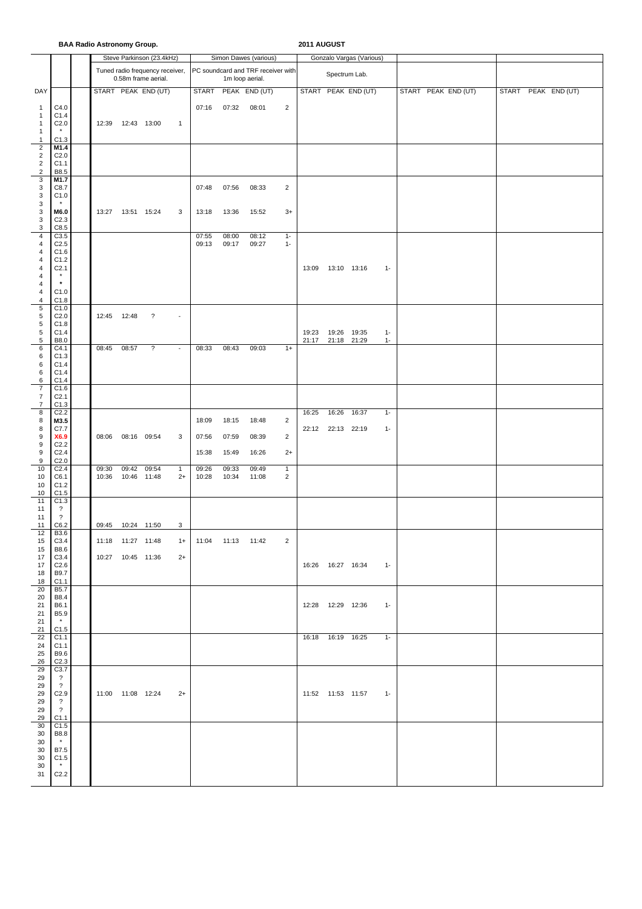**BAA Radio Astronomy Group.** **2011 AUGUST**

| DAY | | | Steve Parkinson (23.4kHz) Tuned radio frequency receiver, 0.58m frame aerial. | | | | Simon Dawes (various) PC soundcard and TRF receiver with 1m loop aerial. | | | | Gonzalo Vargas (Various) Spectrum Lab. | | | | | | | | | |
|---|---|---|---|---|---|---|---|---|---|---|---|---|---|---|---|---|---|---|---|---|
| | | | START | PEAK | END (UT) | | START | PEAK | END (UT) | | START | PEAK | END (UT) | | START | PEAK | END (UT) | START | PEAK | END (UT) |
| 1 | C4.0 | | | | | | 07:16 | 07:32 | 08:01 | 2 | | | | | | | | | | |
| 1 | C1.4 | | | | | | | | | | | | | | | | | | | |
| 1 | C2.0 | | 12:39 | 12:43 | 13:00 | 1 | | | | | | | | | | | | | | |
| 1 | * | | | | | | | | | | | | | | | | | | | |
| 1 | C1.3 | | | | | | | | | | | | | | | | | | | |
| 2 | **M1.4** | | | | | | | | | | | | | | | | | | | |
| 2 | C2.0 | | | | | | | | | | | | | | | | | | | |
| 2 | C1.1 | | | | | | | | | | | | | | | | | | | |
| 2 | B8.5 | | | | | | | | | | | | | | | | | | | |
| 3 | **M1.7** | | | | | | | | | | | | | | | | | | | |
| 3 | C8.7 | | | | | | 07:48 | 07:56 | 08:33 | 2 | | | | | | | | | | |
| 3 | C1.0 | | | | | | | | | | | | | | | | | | | |
| 3 | * | | | | | | | | | | | | | | | | | | | |
| 3 | **M6.0** | | 13:27 | 13:51 | 15:24 | 3 | 13:18 | 13:36 | 15:52 | 3+ | | | | | | | | | | |
| 3 | C2.3 | | | | | | | | | | | | | | | | | | | |
| 3 | C8.5 | | | | | | | | | | | | | | | | | | | |
| 4 | C3.5 | | | | | | 07:55 | 08:00 | 08:12 | 1- | | | | | | | | | | |
| 4 | C2.5 | | | | | | 09:13 | 09:17 | 09:27 | 1- | | | | | | | | | | |
| 4 | C1.6 | | | | | | | | | | | | | | | | | | | |
| 4 | C1.2 | | | | | | | | | | | | | | | | | | | |
| 4 | C2.1 | | | | | | | | | | 13:09 | 13:10 | 13:16 | 1- | | | | | | |
| 4 | * | | | | | | | | | | | | | | | | | | | |
| 4 | * | | | | | | | | | | | | | | | | | | | |
| 4 | C1.0 | | | | | | | | | | | | | | | | | | | |
| 4 | C1.8 | | | | | | | | | | | | | | | | | | | |
| 5 | C1.0 | | | | | | | | | | | | | | | | | | | |
| 5 | C2.0 | | 12:45 | 12:48 | ? | - | | | | | | | | | | | | | | |
| 5 | C1.8 | | | | | | | | | | | | | | | | | | | |
| 5 | C1.4 | | | | | | | | | | 19:23 | 19:26 | 19:35 | 1- | | | | | | |
| 5 | B8.0 | | | | | | | | | | 21:17 | 21:18 | 21:29 | 1- | | | | | | |
| 6 | C4.1 | | 08:45 | 08:57 | ? | - | 08:33 | 08:43 | 09:03 | 1+ | | | | | | | | | | |
| 6 | C1.3 | | | | | | | | | | | | | | | | | | | |
| 6 | C1.4 | | | | | | | | | | | | | | | | | | | |
| 6 | C1.4 | | | | | | | | | | | | | | | | | | | |
| 6 | C1.4 | | | | | | | | | | | | | | | | | | | |
| 7 | C1.6 | | | | | | | | | | | | | | | | | | | |
| 7 | C2.1 | | | | | | | | | | | | | | | | | | | |
| 7 | C1.3 | | | | | | | | | | | | | | | | | | | |
| 8 | C2.2 | | | | | | | | | | 16:25 | 16:26 | 16:37 | 1- | | | | | | |
| 8 | **M3.5** | | | | | | 18:09 | 18:15 | 18:48 | 2 | | | | | | | | | | |
| 8 | C7.7 | | | | | | | | | | 22:12 | 22:13 | 22:19 | 1- | | | | | | |
| 9 | **X6.9** | | 08:06 | 08:16 | 09:54 | 3 | 07:56 | 07:59 | 08:39 | 2 | | | | | | | | | | |
| 9 | C2.2 | | | | | | | | | | | | | | | | | | | |
| 9 | C2.4 | | | | | | 15:38 | 15:49 | 16:26 | 2+ | | | | | | | | | | |
| 9 | C2.0 | | | | | | | | | | | | | | | | | | | |
| 10 | C2.4 | | 09:30 | 09:42 | 09:54 | 1 | 09:26 | 09:33 | 09:49 | 1 | | | | | | | | | | |
| 10 | C6.1 | | 10:36 | 10:46 | 11:48 | 2+ | 10:28 | 10:34 | 11:08 | 2 | | | | | | | | | | |
| 10 | C1.2 | | | | | | | | | | | | | | | | | | | |
| 10 | C1.5 | | | | | | | | | | | | | | | | | | | |
| 11 | C1.3 | | | | | | | | | | | | | | | | | | | |
| 11 | ? | | | | | | | | | | | | | | | | | | | |
| 11 | ? | | | | | | | | | | | | | | | | | | | |
| 11 | C6.2 | | 09:45 | 10:24 | 11:50 | 3 | | | | | | | | | | | | | | |
| 12 | B3.6 | | | | | | | | | | | | | | | | | | | |
| 15 | C3.4 | | 11:18 | 11:27 | 11:48 | 1+ | 11:04 | 11:13 | 11:42 | 2 | | | | | | | | | | |
| 15 | B8.6 | | | | | | | | | | | | | | | | | | | |
| 17 | C3.4 | | 10:27 | 10:45 | 11:36 | 2+ | | | | | | | | | | | | | | |
| 17 | C2.6 | | | | | | | | | | 16:26 | 16:27 | 16:34 | 1- | | | | | | |
| 18 | B9.7 | | | | | | | | | | | | | | | | | | | |
| 18 | C1.1 | | | | | | | | | | | | | | | | | | | |
| 20 | B5.7 | | | | | | | | | | | | | | | | | | | |
| 20 | B8.4 | | | | | | | | | | | | | | | | | | | |
| 21 | B6.1 | | | | | | | | | | 12:28 | 12:29 | 12:36 | 1- | | | | | | |
| 21 | B5.9 | | | | | | | | | | | | | | | | | | | |
| 21 | * | | | | | | | | | | | | | | | | | | | |
| 21 | C1.5 | | | | | | | | | | | | | | | | | | | |
| 22 | C1.1 | | | | | | | | | | 16:18 | 16:19 | 16:25 | 1- | | | | | | |
| 24 | C1.1 | | | | | | | | | | | | | | | | | | | |
| 25 | B9.6 | | | | | | | | | | | | | | | | | | | |
| 26 | C2.3 | | | | | | | | | | | | | | | | | | | |
| 29 | C3.7 | | | | | | | | | | | | | | | | | | | |
| 29 | ? | | | | | | | | | | | | | | | | | | | |
| 29 | ? | | | | | | | | | | | | | | | | | | | |
| 29 | C2.9 | | 11:00 | 11:08 | 12:24 | 2+ | | | | | 11:52 | 11:53 | 11:57 | 1- | | | | | | |
| 29 | ? | | | | | | | | | | | | | | | | | | | |
| 29 | ? | | | | | | | | | | | | | | | | | | | |
| 29 | C1.1 | | | | | | | | | | | | | | | | | | | |
| 30 | C1.5 | | | | | | | | | | | | | | | | | | | |
| 30 | B8.8 | | | | | | | | | | | | | | | | | | | |
| 30 | * | | | | | | | | | | | | | | | | | | | |
| 30 | B7.5 | | | | | | | | | | | | | | | | | | | |
| 30 | C1.5 | | | | | | | | | | | | | | | | | | | |
| 30 | * | | | | | | | | | | | | | | | | | | | |
| 31 | C2.2 | | | | | | | | | | | | | | | | | | | |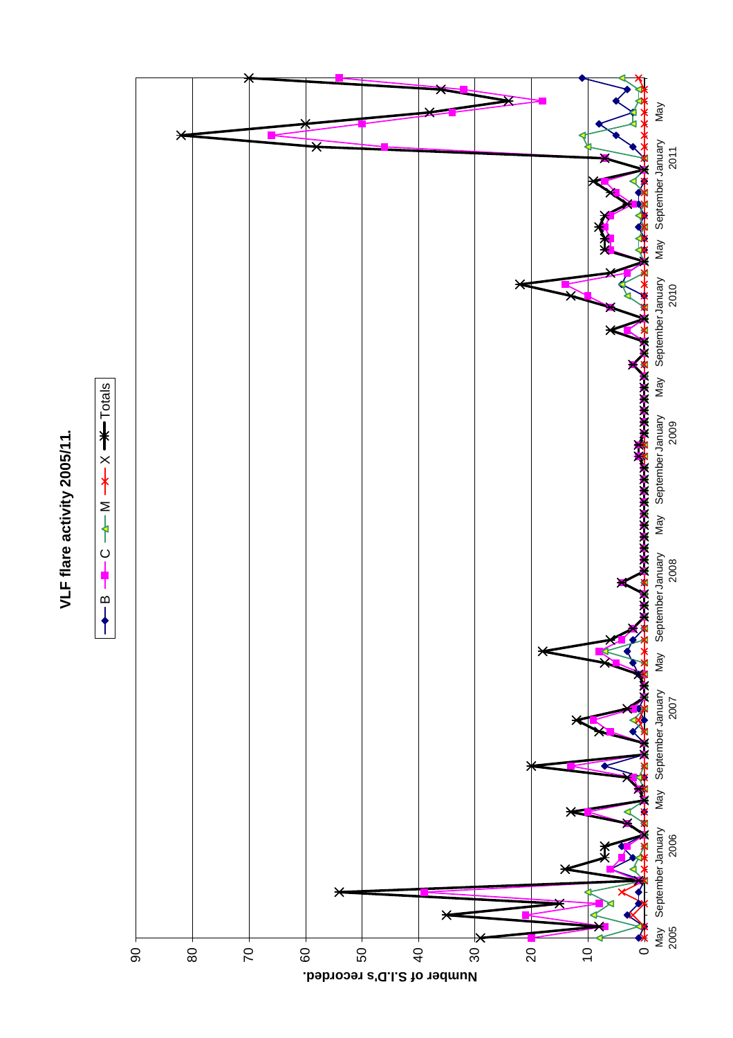**VLF flare activity 2005/11.**

B — C — M — X — Totals

Number of S.I.D's recorded.

0 10 20 30 40 50 60 70 80 90

May 2005 September January 2006 May September January 2007 May September January 2008 May September January 2009 May September January 2010 May September January 2011 May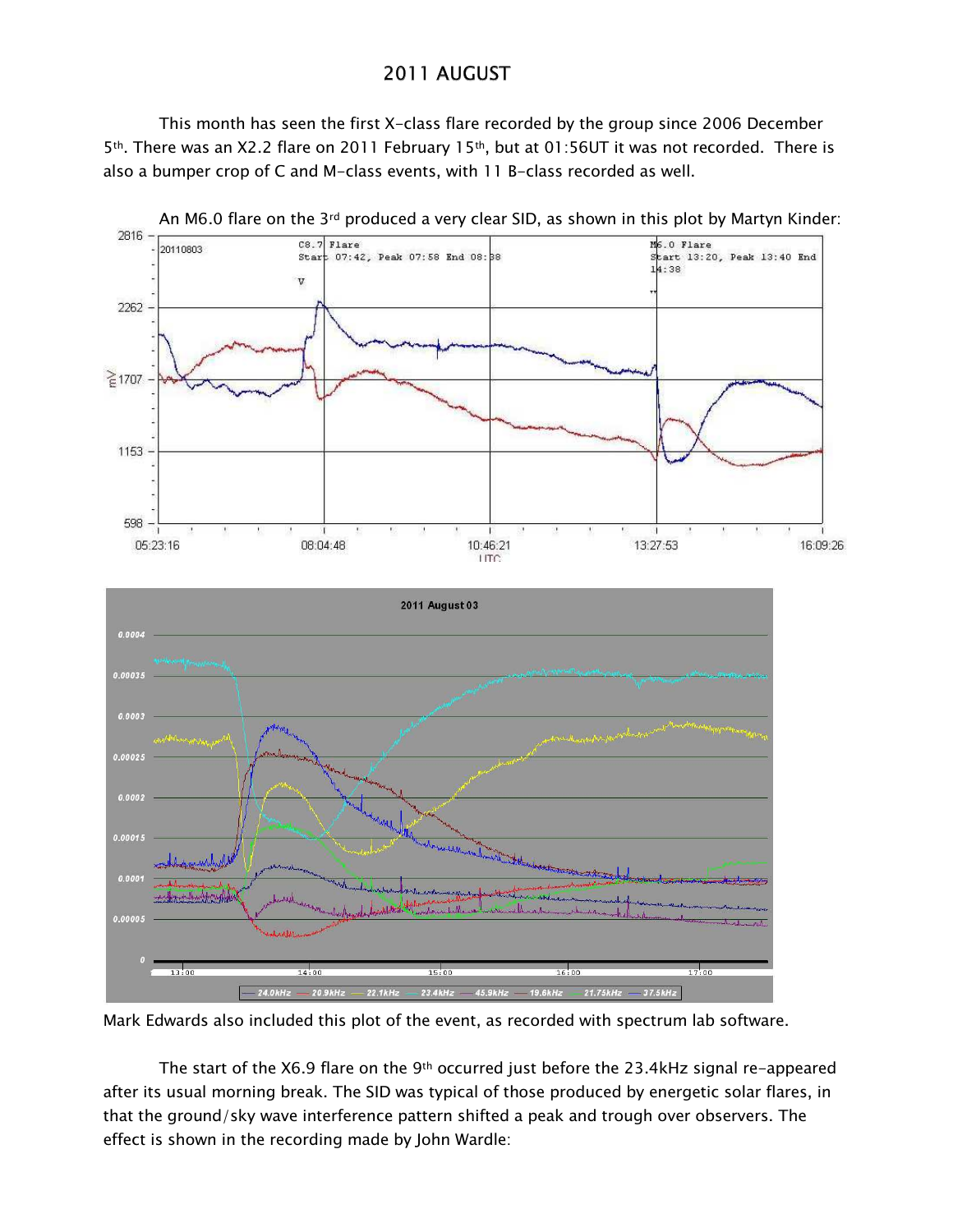# 2011 AUGUST

This month has seen the first X-class flare recorded by the group since 2006 December 5th. There was an X2.2 flare on 2011 February 15th, but at 01:56UT it was not recorded. There is also a bumper crop of C and M-class events, with 11 B-class recorded as well.

An M6.0 flare on the 3rd produced a very clear SID, as shown in this plot by Martyn Kinder:

Mark Edwards also included this plot of the event, as recorded with spectrum lab software.

The start of the X6.9 flare on the 9th occurred just before the 23.4kHz signal re-appeared after its usual morning break. The SID was typical of those produced by energetic solar flares, in that the ground/sky wave interference pattern shifted a peak and trough over observers. The effect is shown in the recording made by John Wardle: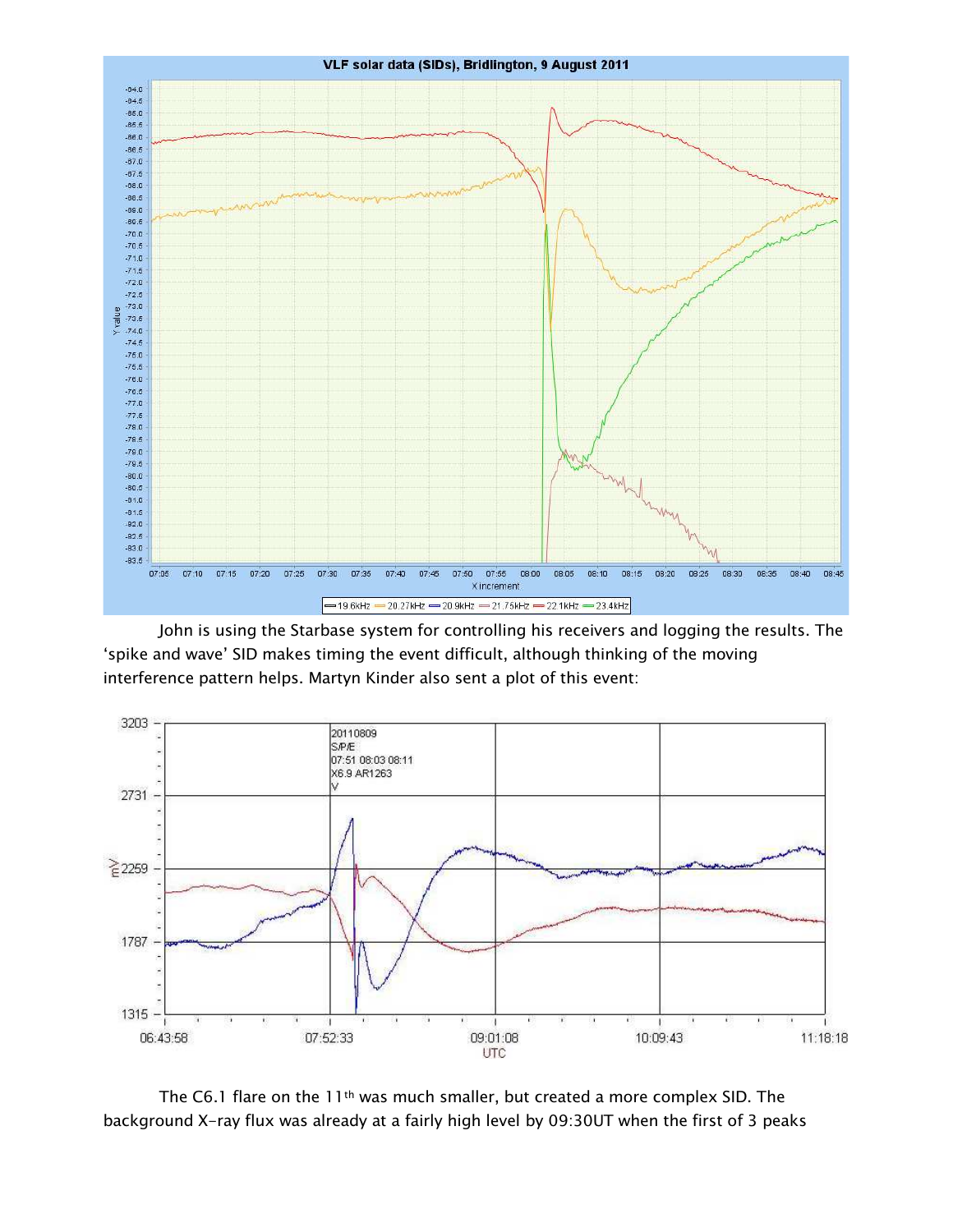John is using the Starbase system for controlling his receivers and logging the results. The 'spike and wave' SID makes timing the event difficult, although thinking of the moving interference pattern helps. Martyn Kinder also sent a plot of this event:

The C6.1 flare on the 11th was much smaller, but created a more complex SID. The background X-ray flux was already at a fairly high level by 09:30UT when the first of 3 peaks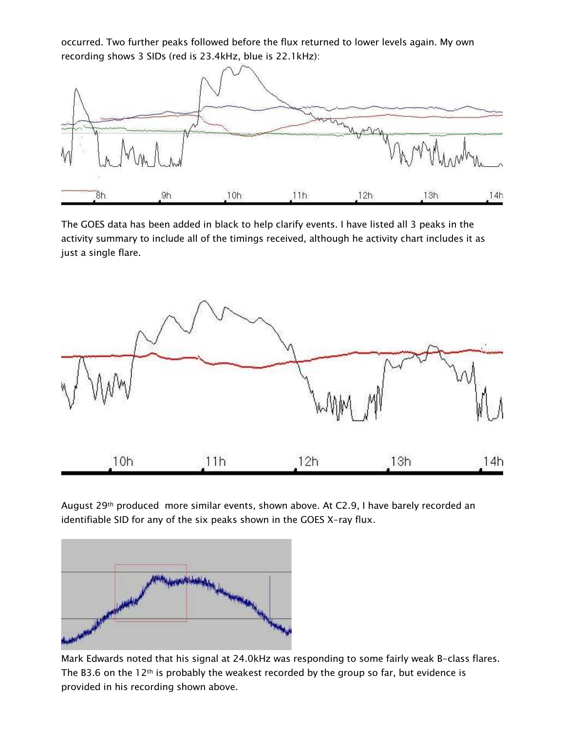occurred. Two further peaks followed before the flux returned to lower levels again. My own recording shows 3 SIDs (red is 23.4kHz, blue is 22.1kHz):

The GOES data has been added in black to help clarify events. I have listed all 3 peaks in the activity summary to include all of the timings received, although he activity chart includes it as just a single flare.

August 29th produced more similar events, shown above. At C2.9, I have barely recorded an identifiable SID for any of the six peaks shown in the GOES X-ray flux.

Mark Edwards noted that his signal at 24.0kHz was responding to some fairly weak B-class flares. The B3.6 on the 12th is probably the weakest recorded by the group so far, but evidence is provided in his recording shown above.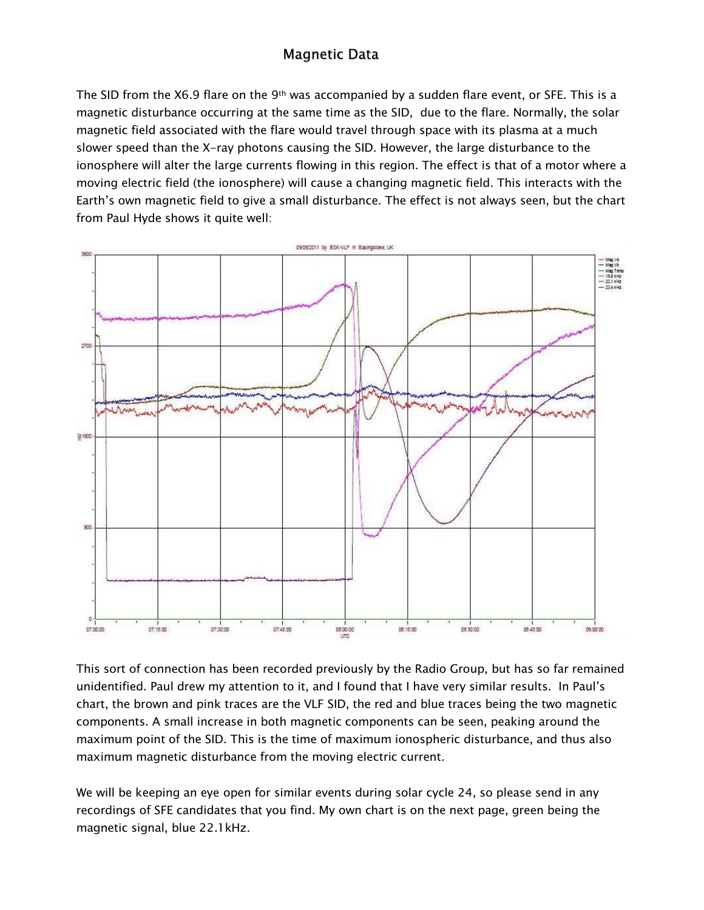## Magnetic Data

The SID from the X6.9 flare on the 9th was accompanied by a sudden flare event, or SFE. This is a magnetic disturbance occurring at the same time as the SID, due to the flare. Normally, the solar magnetic field associated with the flare would travel through space with its plasma at a much slower speed than the X-ray photons causing the SID. However, the large disturbance to the ionosphere will alter the large currents flowing in this region. The effect is that of a motor where a moving electric field (the ionosphere) will cause a changing magnetic field. This interacts with the Earth's own magnetic field to give a small disturbance. The effect is not always seen, but the chart from Paul Hyde shows it quite well:

This sort of connection has been recorded previously by the Radio Group, but has so far remained unidentified. Paul drew my attention to it, and I found that I have very similar results. In Paul's chart, the brown and pink traces are the VLF SID, the red and blue traces being the two magnetic components. A small increase in both magnetic components can be seen, peaking around the maximum point of the SID. This is the time of maximum ionospheric disturbance, and thus also maximum magnetic disturbance from the moving electric current.

We will be keeping an eye open for similar events during solar cycle 24, so please send in any recordings of SFE candidates that you find. My own chart is on the next page, green being the magnetic signal, blue 22.1 kHz.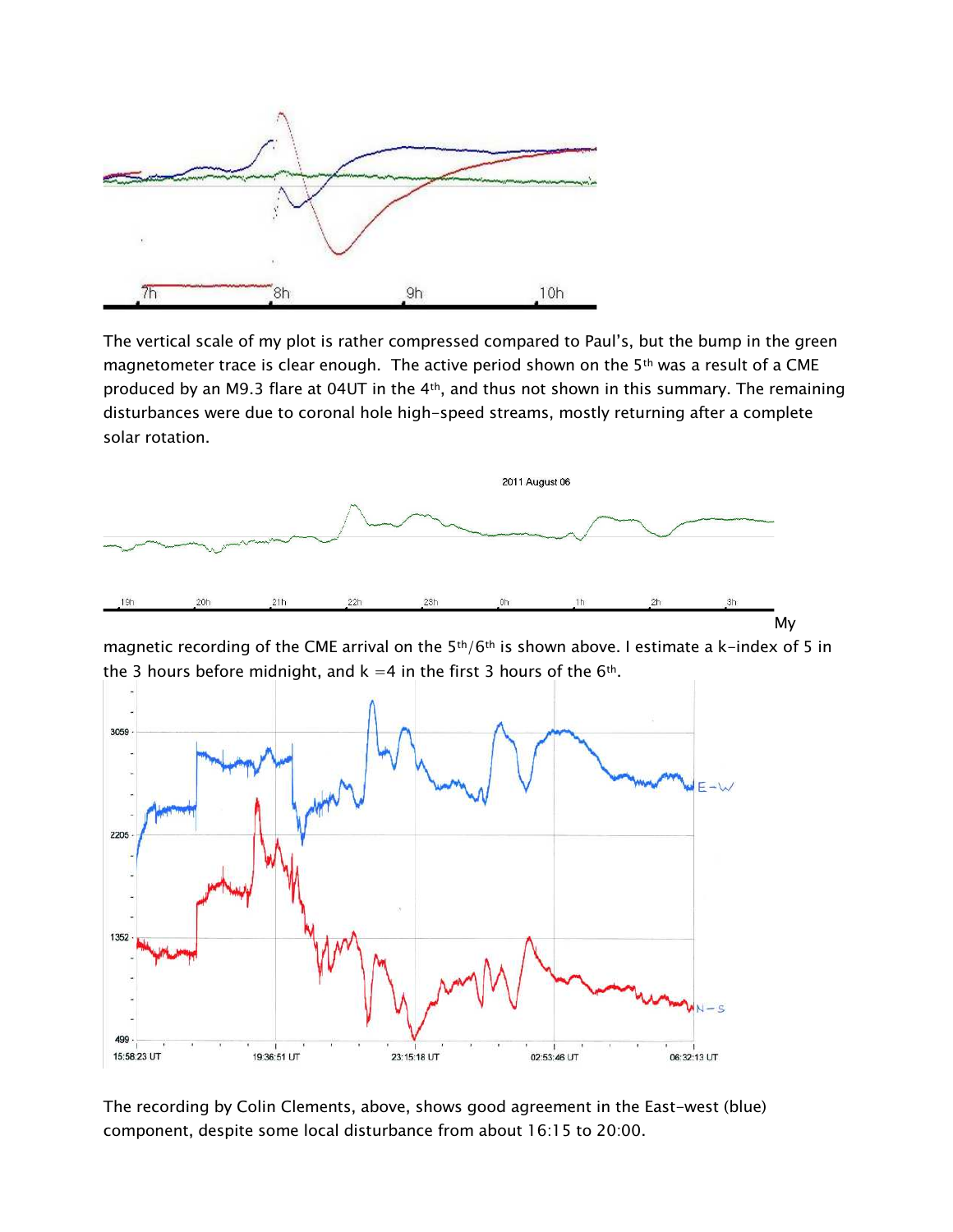The vertical scale of my plot is rather compressed compared to Paul's, but the bump in the green magnetometer trace is clear enough. The active period shown on the 5th was a result of a CME produced by an M9.3 flare at 04UT in the 4th, and thus not shown in this summary. The remaining disturbances were due to coronal hole high-speed streams, mostly returning after a complete solar rotation.

My magnetic recording of the CME arrival on the 5th/6th is shown above. I estimate a k-index of 5 in the 3 hours before midnight, and k =4 in the first 3 hours of the 6th.

The recording by Colin Clements, above, shows good agreement in the East-west (blue) component, despite some local disturbance from about 16:15 to 20:00.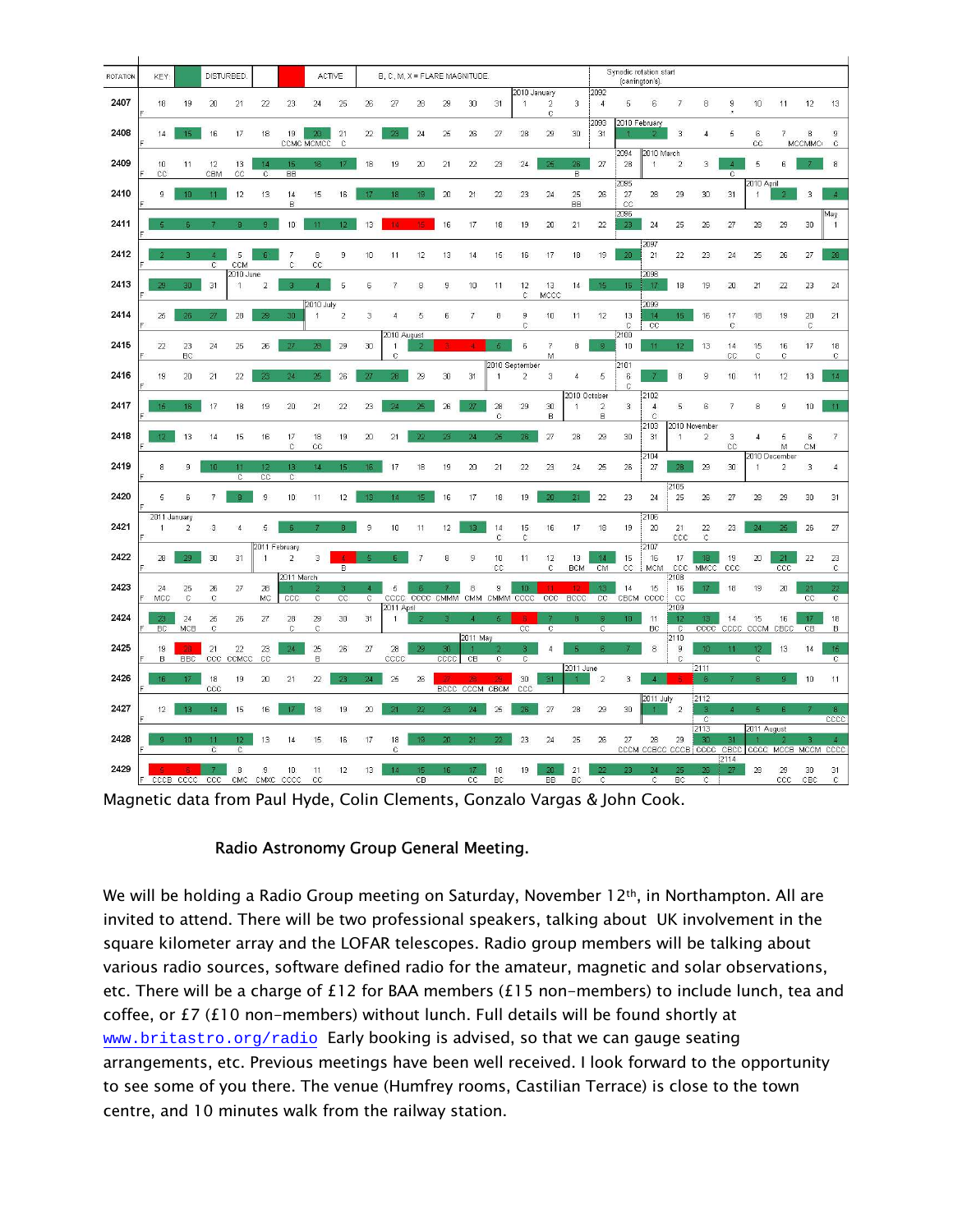| ROTATION | KEY: | DISTURBED | ACTIVE | B, C, M, X = FLARE MAGNITUDE. | Synodic rotation start (carrington's). | | | | | | | | | | | | | | | | | | | | | | |
|---|---|---|---|---|---|---|---|---|---|---|---|---|---|---|---|---|---|---|---|---|---|---|---|---|---|---|---|
| 2407 | 18 | 19 | 20 | 21 | 22 | 23 | 24 | 25 | 26 | 27 | 28 | 29 | 30 | 31 | 2010 January 1 | 2 C | 3 | 4 | 5 | 6 | 7 | 8 | 9 | 10 | 11 | 12 | 13 |
| 2408 | 14 | 15 | 16 | 17 | 18 | 19 CCMC | 20 MCMCC | 21 C | 22 | 23 | 24 | 25 | 26 | 27 | 28 | 29 | 30 | 31 | 2010 February 1 | 2 | 3 | 4 | 5 | 6 CC | 7 | 8 MCCMMC | 9 C |
| 2409 | 10 CC | 11 | 12 CBM | 13 CC | 14 C | 15 BB | 16 | 17 | 18 | 19 | 20 | 21 | 22 | 23 | 24 | 25 | 26 B | 27 | 28 | 2010 March 1 | 2 | 3 | 4 C | 5 | 6 | 7 | 8 |
| 2410 | 9 | 10 | 11 | 12 | 13 | 14 B | 15 | 16 | 17 | 18 | 19 | 20 | 21 | 22 | 23 | 24 | 25 BB | 26 | 27 CC | 28 | 29 | 30 | 31 | 2010 April 1 | 2 | 3 | 4 |
| 2411 | 5 | 6 | 7 | 8 | 9 | 10 | 11 | 12 | 13 | 14 | 15 | 16 | 17 | 18 | 19 | 20 | 21 | 22 | 23 | 24 | 25 | 26 | 27 | 28 | 29 | 30 | May 1 |
| 2412 | 2 | 3 | 4 C | 5 CCM | 6 | 7 C | 8 CC | 9 | 10 | 11 | 12 | 13 | 14 | 15 | 16 | 17 | 18 | 19 | 20 | 21 | 22 | 23 | 24 | 25 | 26 | 27 | 28 |
| 2413 | 29 | 30 | 31 | 2010 June 1 | 2 | 3 | 4 | 5 | 6 | 7 | 8 | 9 | 10 | 11 | 12 C | 13 MCCC | 14 | 15 | 16 | 17 | 18 | 19 | 20 | 21 | 22 | 23 | 24 |
| 2414 | 25 | 26 | 27 | 28 | 29 | 30 | 2010 July 1 | 2 | 3 | 4 | 5 | 6 | 7 | 8 | 9 C | 10 | 11 | 12 | 13 C | 14 CC | 15 | 16 | 17 C | 18 | 19 | 20 C | 21 |
| 2415 | 22 | 23 BC | 24 | 25 | 26 | 27 | 28 | 29 | 30 | 2010 August 1 C | 2 | 3 | 4 | 5 | 6 | 7 M | 8 | 9 | 10 | 11 | 12 | 13 | 14 CC | 15 C | 16 C | 17 | 18 C |
| 2416 | 19 | 20 | 21 | 22 | 23 | 24 | 25 | 26 | 27 | 28 | 29 | 30 | 31 | 2010 September 1 | 2 | 3 | 4 | 5 | 6 C | 7 | 8 | 9 | 10 | 11 | 12 | 13 | 14 |
| 2417 | 15 | 16 | 17 | 18 | 19 | 20 | 21 | 22 | 23 | 24 | 25 | 26 | 27 | 28 C | 29 | 30 B | 2010 October 1 | 2 B | 3 | 4 C | 5 | 6 | 7 | 8 | 9 | 10 | 11 |
| 2418 | 12 | 13 | 14 | 15 | 16 | 17 C | 18 CC | 19 | 20 | 21 | 22 | 23 | 24 | 25 | 26 | 27 | 28 | 29 | 30 | 31 | 2010 November 1 | 2 | 3 CC | 4 | 5 M | 6 CM | 7 |
| 2419 | 8 | 9 | 10 | 11 C | 12 CC | 13 C | 14 | 15 | 16 | 17 | 18 | 19 | 20 | 21 | 22 | 23 | 24 | 25 | 26 | 27 | 28 | 29 | 30 | 2010 December 1 | 2 | 3 | 4 |
| 2420 | 5 | 6 | 7 | 8 | 9 | 10 | 11 | 12 | 13 | 14 | 15 | 16 | 17 | 18 | 19 | 20 | 21 | 22 | 23 | 24 | 25 | 26 | 27 | 28 | 29 | 30 | 31 |
| 2421 | 2011 January 1 | 2 | 3 | 4 | 5 | 6 | 7 | 8 | 9 | 10 | 11 | 12 | 13 | 14 C | 15 C | 16 | 17 | 18 | 19 | 20 | 21 CCC | 22 C | 23 | 24 | 25 | 26 | 27 |
| 2422 | 28 | 29 | 30 | 31 | 2011 February 1 | 2 | 3 | 4 B | 5 | 6 | 7 | 8 | 9 | 10 CC | 11 | 12 C | 13 BCM | 14 CM | 15 CC | 16 MCM | 17 CCC | 18 MMCC | 19 CCC | 20 | 21 CCC | 22 | 23 C |
| 2423 | 24 MCC | 25 C | 26 C | 27 | 28 MC | 2011 March 1 CCC | 2 C | 3 CC | 4 C | 5 CCCC | 6 CCCC | 7 CMMM | 8 CMM | 9 CMMM | 10 CCCC | 11 CCC | 12 BCCC | 13 CC | 14 CBCM | 15 CCCC | 16 CC | 17 | 18 | 19 | 20 | 21 CC | 22 C |
| 2424 | 23 BC | 24 MCB | 25 C | 26 | 27 | 28 C | 29 C | 30 | 31 | 2011 April 1 | 2 | 3 | 4 | 5 | 6 CC | 7 C | 8 | 9 C | 10 | 11 BC | 12 C | 13 CCCC | 14 CCCC | 15 CCCM | 16 CBCC | 17 CB | 18 B |
| 2425 | 19 B | 20 BBC | 21 CCC | 22 CCMCC | 23 CC | 24 | 25 B | 26 | 27 | 28 CCCC | 29 | 30 CCCC | 2011 May 1 CB | 2 C | 3 C | 4 | 5 | 6 | 7 | 8 | 9 C | 10 | 11 | 12 C | 13 | 14 | 15 C |
| 2426 | 16 | 17 | 18 CCC | 19 | 20 | 21 | 22 | 23 | 24 | 25 | 26 | 27 BCCC | 28 CCCM | 29 CBCM | 30 CCC | 31 | 2011 June 1 | 2 | 3 | 4 | 5 | 6 | 7 | 8 | 9 | 10 | 11 |
| 2427 | 12 | 13 | 14 | 15 | 16 | 17 | 18 | 19 | 20 | 21 | 22 | 23 | 24 | 25 | 26 | 27 | 28 | 29 | 30 | 2011 July 1 | 2 | 3 C | 4 | 5 | 6 | 7 | 8 CCCC |
| 2428 | 9 | 10 | 11 C | 12 C | 13 | 14 | 15 | 16 | 17 | 18 C | 19 | 20 | 21 | 22 | 23 | 24 | 25 | 26 | 27 CCCM | 28 CCBCC | 29 CCCB | 30 CCCC | 31 CBCC | 2011 August 1 CCCC | 2 MCCB | 3 MCCM | 4 CCCC |
| 2429 | 5 CCCB | 6 CCCC | 7 CCC | 8 CMC | 9 CMXC | 10 CCCC | 11 CC | 12 | 13 | 14 | 15 CB | 16 | 17 CC | 18 BC | 19 | 20 BB | 21 BC | 22 C | 23 | 24 C | 25 BC | 26 C | 27 | 28 | 29 CCC | 30 CBC | 31 C |

Magnetic data from Paul Hyde, Colin Clements, Gonzalo Vargas & John Cook.

## Radio Astronomy Group General Meeting.

We will be holding a Radio Group meeting on Saturday, November 12th, in Northampton. All are invited to attend. There will be two professional speakers, talking about UK involvement in the square kilometer array and the LOFAR telescopes. Radio group members will be talking about various radio sources, software defined radio for the amateur, magnetic and solar observations, etc. There will be a charge of £12 for BAA members (£15 non-members) to include lunch, tea and coffee, or £7 (£10 non-members) without lunch. Full details will be found shortly at www.britastro.org/radio Early booking is advised, so that we can gauge seating arrangements, etc. Previous meetings have been well received. I look forward to the opportunity to see some of you there. The venue (Humfrey rooms, Castilian Terrace) is close to the town centre, and 10 minutes walk from the railway station.